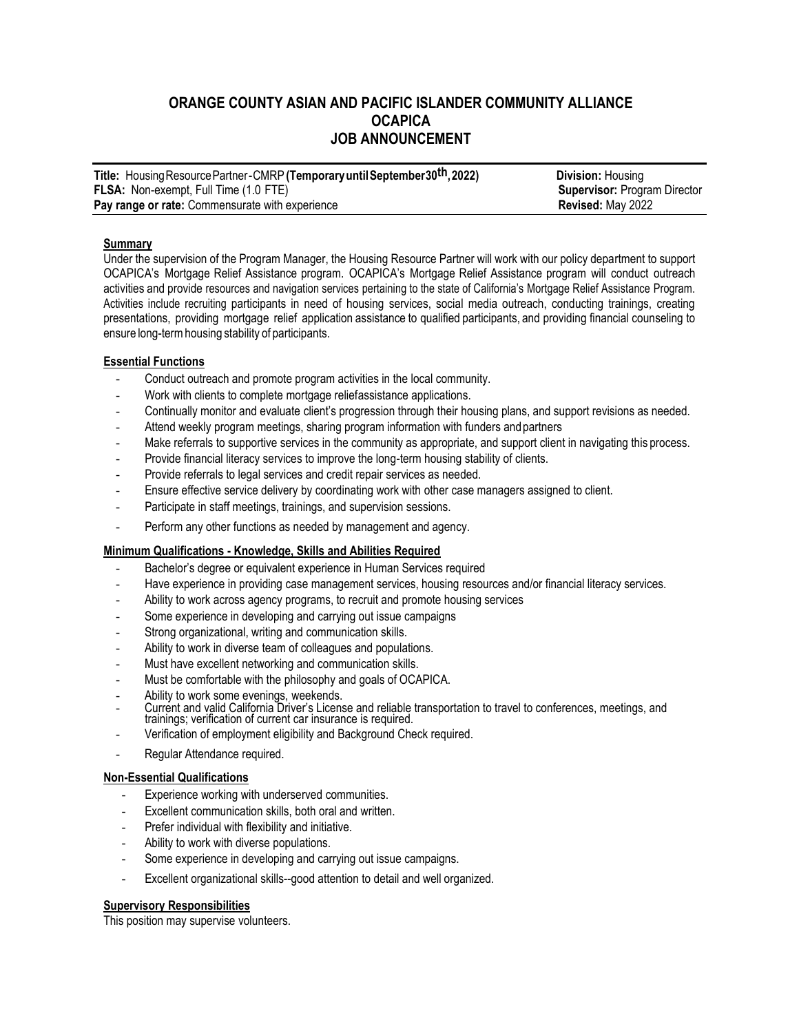# ORANGE COUNTY ASIAN AND PACIFIC ISLANDER COMMUNITY ALLIANCE
# OCAPICA
# JOB ANNOUNCEMENT

| | |
|---|---|
| **Title:** Housing Resource Partner - CMRP **(Temporary until September 30th, 2022)** | **Division:** Housing |
| **FLSA:** Non-exempt, Full Time (1.0 FTE) | **Supervisor:** Program Director |
| **Pay range or rate:** Commensurate with experience | **Revised:** May 2022 |

**Summary**

Under the supervision of the Program Manager, the Housing Resource Partner will work with our policy department to support OCAPICA's Mortgage Relief Assistance program. OCAPICA's Mortgage Relief Assistance program will conduct outreach activities and provide resources and navigation services pertaining to the state of California's Mortgage Relief Assistance Program. Activities include recruiting participants in need of housing services, social media outreach, conducting trainings, creating presentations, providing mortgage relief application assistance to qualified participants, and providing financial counseling to ensure long-term housing stability of participants.

**Essential Functions**

- Conduct outreach and promote program activities in the local community.
- Work with clients to complete mortgage reliefassistance applications.
- Continually monitor and evaluate client's progression through their housing plans, and support revisions as needed.
- Attend weekly program meetings, sharing program information with funders and partners
- Make referrals to supportive services in the community as appropriate, and support client in navigating this process.
- Provide financial literacy services to improve the long-term housing stability of clients.
- Provide referrals to legal services and credit repair services as needed.
- Ensure effective service delivery by coordinating work with other case managers assigned to client.
- Participate in staff meetings, trainings, and supervision sessions.
- Perform any other functions as needed by management and agency.

**Minimum Qualifications - Knowledge, Skills and Abilities Required**

- Bachelor's degree or equivalent experience in Human Services required
- Have experience in providing case management services, housing resources and/or financial literacy services.
- Ability to work across agency programs, to recruit and promote housing services
- Some experience in developing and carrying out issue campaigns
- Strong organizational, writing and communication skills.
- Ability to work in diverse team of colleagues and populations.
- Must have excellent networking and communication skills.
- Must be comfortable with the philosophy and goals of OCAPICA.
- Ability to work some evenings, weekends.
- Current and valid California Driver's License and reliable transportation to travel to conferences, meetings, and trainings; verification of current car insurance is required.
- Verification of employment eligibility and Background Check required.
- Regular Attendance required.

**Non-Essential Qualifications**

- Experience working with underserved communities.
- Excellent communication skills, both oral and written.
- Prefer individual with flexibility and initiative.
- Ability to work with diverse populations.
- Some experience in developing and carrying out issue campaigns.
- Excellent organizational skills--good attention to detail and well organized.

**Supervisory Responsibilities**

This position may supervise volunteers.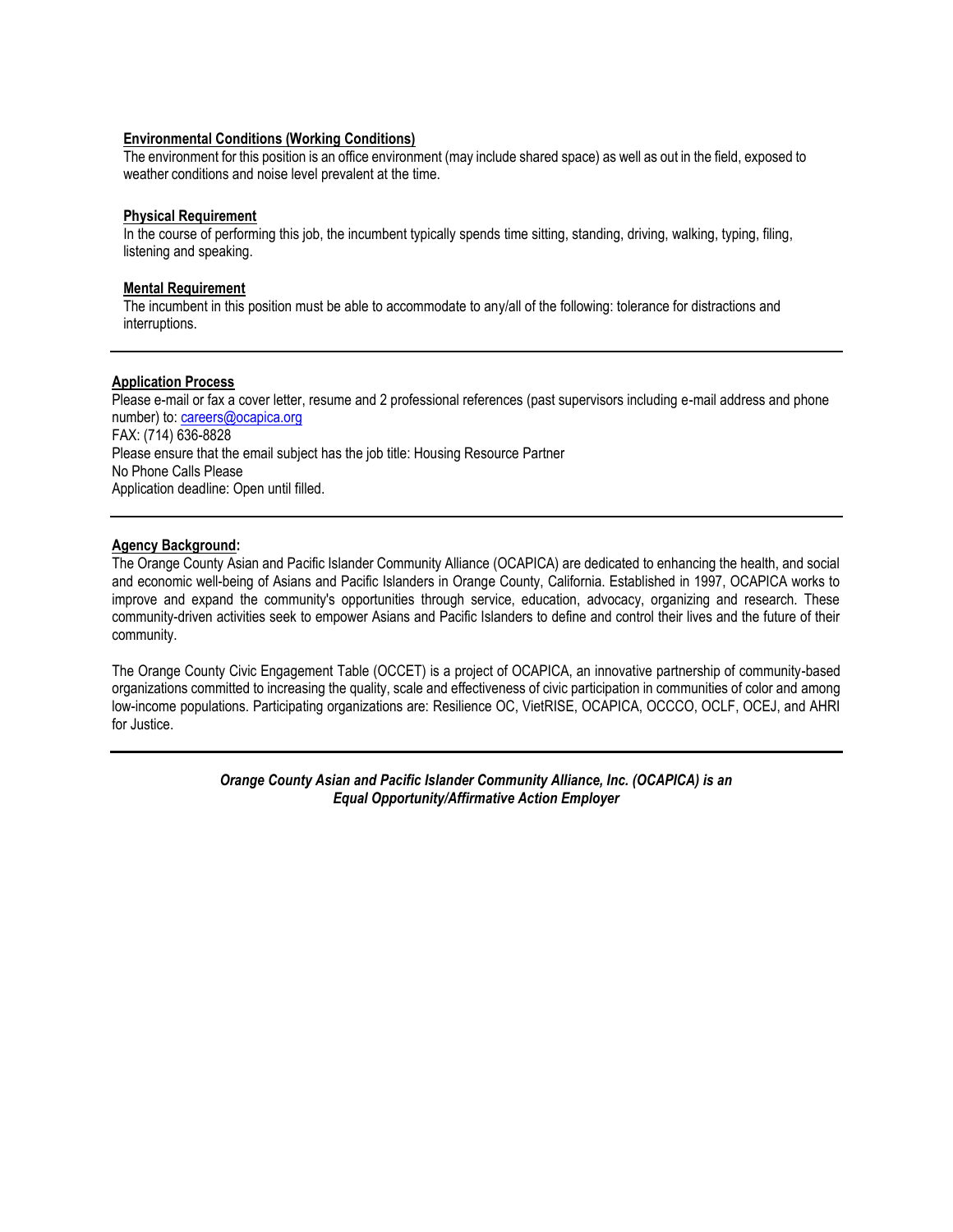**Environmental Conditions (Working Conditions)**

The environment for this position is an office environment (may include shared space) as well as out in the field, exposed to weather conditions and noise level prevalent at the time.

**Physical Requirement**

In the course of performing this job, the incumbent typically spends time sitting, standing, driving, walking, typing, filing, listening and speaking.

**Mental Requirement**

The incumbent in this position must be able to accommodate to any/all of the following: tolerance for distractions and interruptions.

---

**Application Process**

Please e-mail or fax a cover letter, resume and 2 professional references (past supervisors including e-mail address and phone number) to: careers@ocapica.org

FAX: (714) 636-8828

Please ensure that the email subject has the job title: Housing Resource Partner

No Phone Calls Please

Application deadline: Open until filled.

---

**Agency Background:**

The Orange County Asian and Pacific Islander Community Alliance (OCAPICA) are dedicated to enhancing the health, and social and economic well-being of Asians and Pacific Islanders in Orange County, California. Established in 1997, OCAPICA works to improve and expand the community's opportunities through service, education, advocacy, organizing and research. These community-driven activities seek to empower Asians and Pacific Islanders to define and control their lives and the future of their community.

The Orange County Civic Engagement Table (OCCET) is a project of OCAPICA, an innovative partnership of community-based organizations committed to increasing the quality, scale and effectiveness of civic participation in communities of color and among low-income populations. Participating organizations are: Resilience OC, VietRISE, OCAPICA, OCCCO, OCLF, OCEJ, and AHRI for Justice.

---

***Orange County Asian and Pacific Islander Community Alliance, Inc. (OCAPICA) is an Equal Opportunity/Affirmative Action Employer***